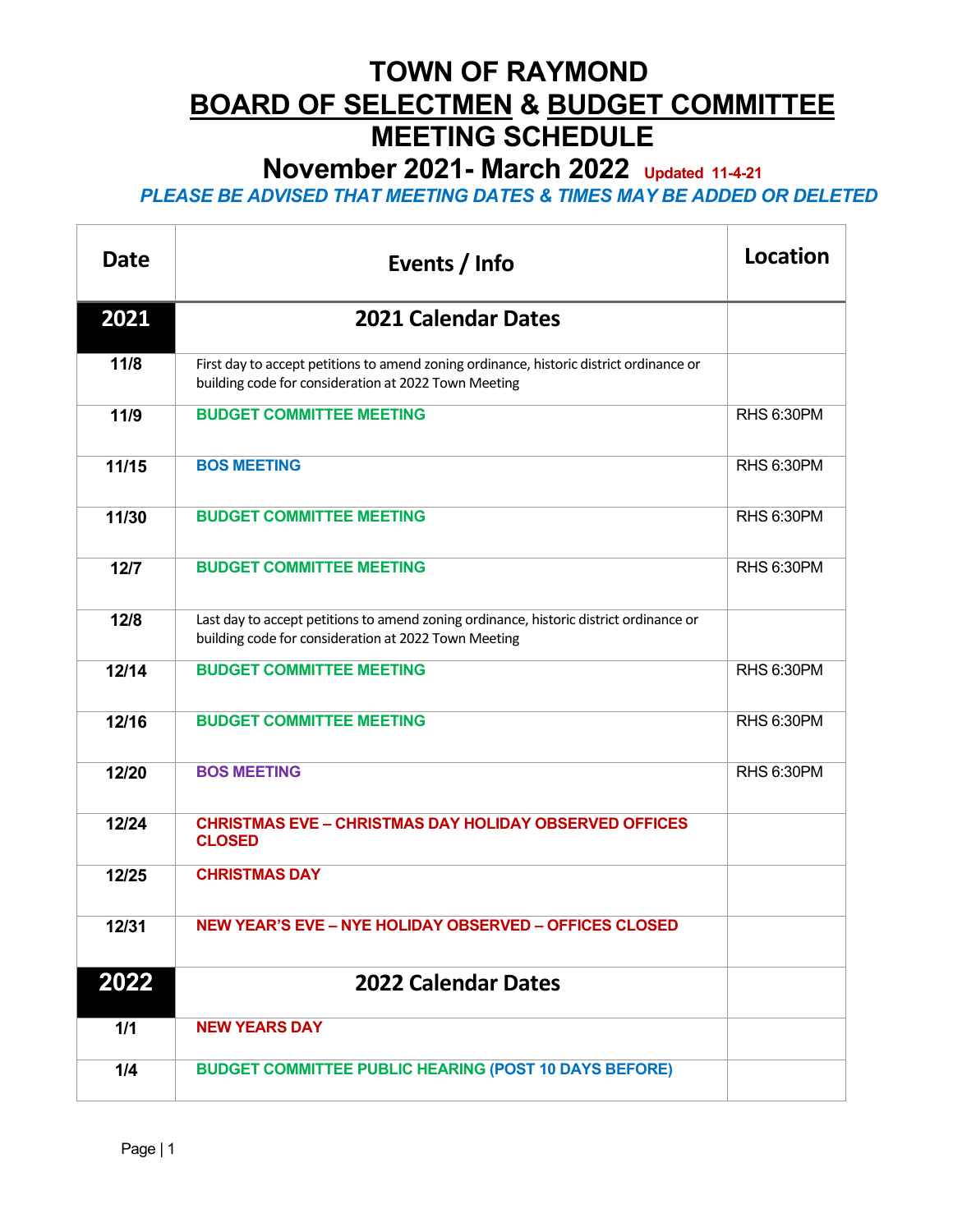# TOWN OF RAYMOND
# BOARD OF SELECTMEN & BUDGET COMMITTEE
# MEETING SCHEDULE
## November 2021- March 2022 Updated 11-4-21

***PLEASE BE ADVISED THAT MEETING DATES & TIMES MAY BE ADDED OR DELETED***

| Date | Events / Info | Location |
|---|---|---|
| **2021** | **2021 Calendar Dates** | |
| **11/8** | First day to accept petitions to amend zoning ordinance, historic district ordinance or building code for consideration at 2022 Town Meeting | |
| **11/9** | **BUDGET COMMITTEE MEETING** | RHS 6:30PM |
| **11/15** | **BOS MEETING** | RHS 6:30PM |
| **11/30** | **BUDGET COMMITTEE MEETING** | RHS 6:30PM |
| **12/7** | **BUDGET COMMITTEE MEETING** | RHS 6:30PM |
| **12/8** | Last day to accept petitions to amend zoning ordinance, historic district ordinance or building code for consideration at 2022 Town Meeting | |
| **12/14** | **BUDGET COMMITTEE MEETING** | RHS 6:30PM |
| **12/16** | **BUDGET COMMITTEE MEETING** | RHS 6:30PM |
| **12/20** | **BOS MEETING** | RHS 6:30PM |
| **12/24** | **CHRISTMAS EVE – CHRISTMAS DAY HOLIDAY OBSERVED OFFICES CLOSED** | |
| **12/25** | **CHRISTMAS DAY** | |
| **12/31** | **NEW YEAR'S EVE – NYE HOLIDAY OBSERVED – OFFICES CLOSED** | |
| **2022** | **2022 Calendar Dates** | |
| **1/1** | **NEW YEARS DAY** | |
| **1/4** | **BUDGET COMMITTEE PUBLIC HEARING (POST 10 DAYS BEFORE)** | |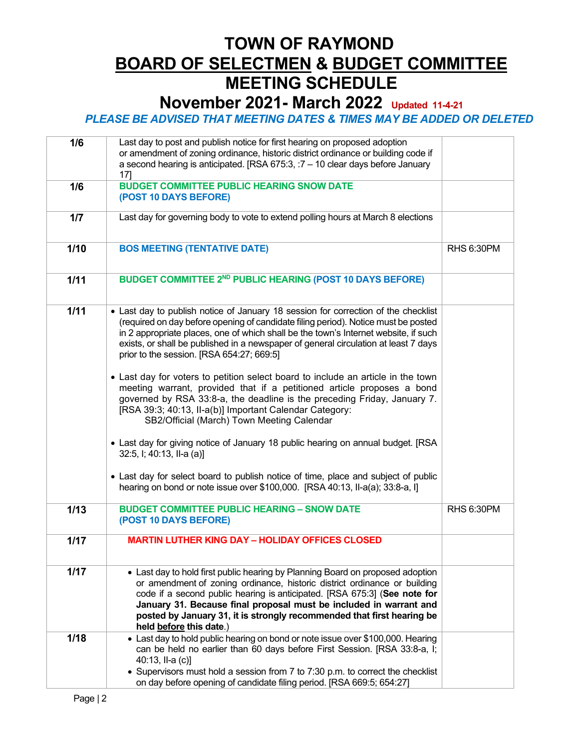# TOWN OF RAYMOND

# BOARD OF SELECTMEN & BUDGET COMMITTEE

# MEETING SCHEDULE

## November 2021- March 2022 Updated 11-4-21

***PLEASE BE ADVISED THAT MEETING DATES & TIMES MAY BE ADDED OR DELETED***

| | | |
|---|---|---|
| **1/6** | Last day to post and publish notice for first hearing on proposed adoption or amendment of zoning ordinance, historic district ordinance or building code if a second hearing is anticipated. [RSA 675:3, :7 – 10 clear days before January 17] | |
| **1/6** | **BUDGET COMMITTEE PUBLIC HEARING SNOW DATE (POST 10 DAYS BEFORE)** | |
| **1/7** | Last day for governing body to vote to extend polling hours at March 8 elections | |
| **1/10** | **BOS MEETING (TENTATIVE DATE)** | RHS 6:30PM |
| **1/11** | **BUDGET COMMITTEE 2ND PUBLIC HEARING (POST 10 DAYS BEFORE)** | |
| **1/11** | • Last day to publish notice of January 18 session for correction of the checklist (required on day before opening of candidate filing period). Notice must be posted in 2 appropriate places, one of which shall be the town's Internet website, if such exists, or shall be published in a newspaper of general circulation at least 7 days prior to the session. [RSA 654:27; 669:5]<br><br>• Last day for voters to petition select board to include an article in the town meeting warrant, provided that if a petitioned article proposes a bond governed by RSA 33:8-a, the deadline is the preceding Friday, January 7. [RSA 39:3; 40:13, II-a(b)] Important Calendar Category: SB2/Official (March) Town Meeting Calendar<br><br>• Last day for giving notice of January 18 public hearing on annual budget. [RSA 32:5, I; 40:13, II-a (a)]<br><br>• Last day for select board to publish notice of time, place and subject of public hearing on bond or note issue over $100,000. [RSA 40:13, II-a(a); 33:8-a, I] | |
| **1/13** | **BUDGET COMMITTEE PUBLIC HEARING – SNOW DATE (POST 10 DAYS BEFORE)** | RHS 6:30PM |
| **1/17** | **MARTIN LUTHER KING DAY – HOLIDAY OFFICES CLOSED** | |
| **1/17** | • Last day to hold first public hearing by Planning Board on proposed adoption or amendment of zoning ordinance, historic district ordinance or building code if a second public hearing is anticipated. [RSA 675:3] (**See note for January 31. Because final proposal must be included in warrant and posted by January 31, it is strongly recommended that first hearing be held before this date.**) | |
| **1/18** | • Last day to hold public hearing on bond or note issue over $100,000. Hearing can be held no earlier than 60 days before First Session. [RSA 33:8-a, I; 40:13, II-a (c)]<br>• Supervisors must hold a session from 7 to 7:30 p.m. to correct the checklist on day before opening of candidate filing period. [RSA 669:5; 654:27] | |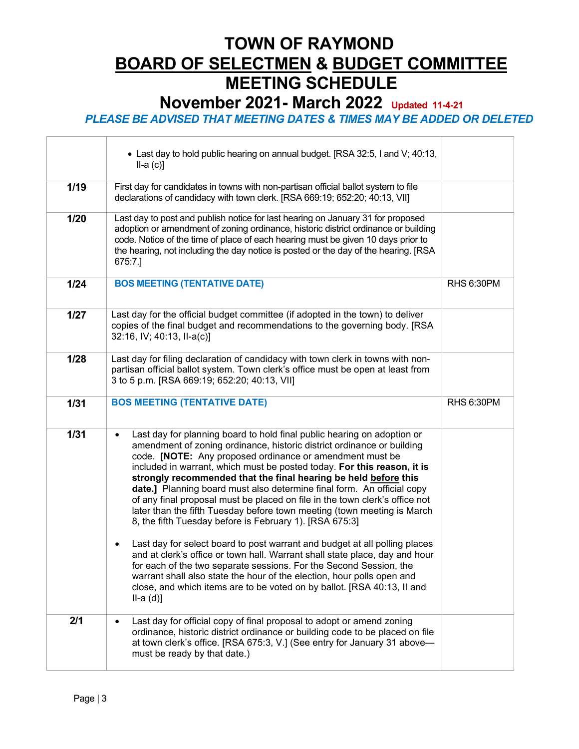# TOWN OF RAYMOND
# BOARD OF SELECTMEN & BUDGET COMMITTEE
# MEETING SCHEDULE
## November 2021- March 2022 Updated 11-4-21

***PLEASE BE ADVISED THAT MEETING DATES & TIMES MAY BE ADDED OR DELETED***

| | | |
|---|---|---|
| | • Last day to hold public hearing on annual budget. [RSA 32:5, I and V; 40:13, II-a (c)] | |
| **1/19** | First day for candidates in towns with non-partisan official ballot system to file declarations of candidacy with town clerk. [RSA 669:19; 652:20; 40:13, VII] | |
| **1/20** | Last day to post and publish notice for last hearing on January 31 for proposed adoption or amendment of zoning ordinance, historic district ordinance or building code. Notice of the time of place of each hearing must be given 10 days prior to the hearing, not including the day notice is posted or the day of the hearing. [RSA 675:7.] | |
| **1/24** | **BOS MEETING (TENTATIVE DATE)** | RHS 6:30PM |
| **1/27** | Last day for the official budget committee (if adopted in the town) to deliver copies of the final budget and recommendations to the governing body. [RSA 32:16, IV; 40:13, II-a(c)] | |
| **1/28** | Last day for filing declaration of candidacy with town clerk in towns with non-partisan official ballot system. Town clerk's office must be open at least from 3 to 5 p.m. [RSA 669:19; 652:20; 40:13, VII] | |
| **1/31** | **BOS MEETING (TENTATIVE DATE)** | RHS 6:30PM |
| **1/31** | • Last day for planning board to hold final public hearing on adoption or amendment of zoning ordinance, historic district ordinance or building code. **[NOTE:** Any proposed ordinance or amendment must be included in warrant, which must be posted today. **For this reason, it is strongly recommended that the final hearing be held before this date.]** Planning board must also determine final form. An official copy of any final proposal must be placed on file in the town clerk's office not later than the fifth Tuesday before town meeting (town meeting is March 8, the fifth Tuesday before is February 1). [RSA 675:3]<br><br>• Last day for select board to post warrant and budget at all polling places and at clerk's office or town hall. Warrant shall state place, day and hour for each of the two separate sessions. For the Second Session, the warrant shall also state the hour of the election, hour polls open and close, and which items are to be voted on by ballot. [RSA 40:13, II and II-a (d)] | |
| **2/1** | • Last day for official copy of final proposal to adopt or amend zoning ordinance, historic district ordinance or building code to be placed on file at town clerk's office. [RSA 675:3, V.] (See entry for January 31 above—must be ready by that date.) | |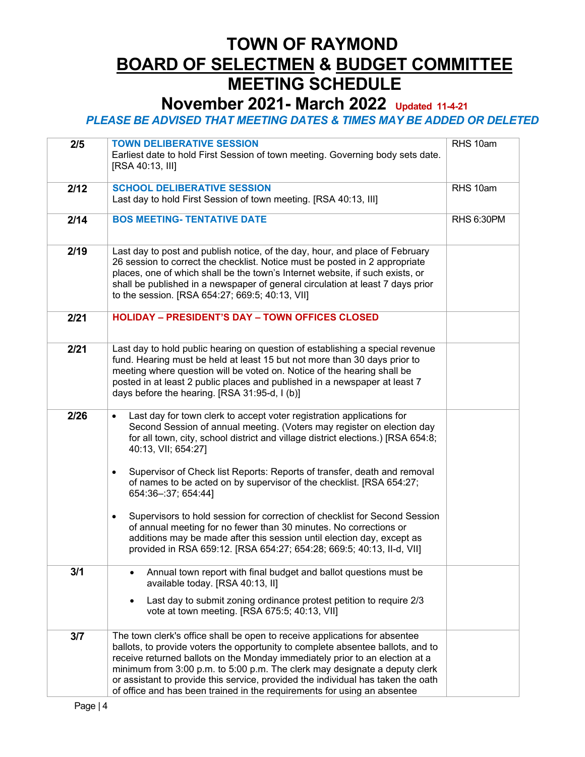# TOWN OF RAYMOND
# BOARD OF SELECTMEN & BUDGET COMMITTEE
# MEETING SCHEDULE
## November 2021- March 2022 Updated 11-4-21

***PLEASE BE ADVISED THAT MEETING DATES & TIMES MAY BE ADDED OR DELETED***

| | | |
|---|---|---|
| **2/5** | **TOWN DELIBERATIVE SESSION**<br>Earliest date to hold First Session of town meeting. Governing body sets date. [RSA 40:13, III] | RHS 10am |
| **2/12** | **SCHOOL DELIBERATIVE SESSION**<br>Last day to hold First Session of town meeting. [RSA 40:13, III] | RHS 10am |
| **2/14** | **BOS MEETING- TENTATIVE DATE** | RHS 6:30PM |
| **2/19** | Last day to post and publish notice, of the day, hour, and place of February 26 session to correct the checklist. Notice must be posted in 2 appropriate places, one of which shall be the town's Internet website, if such exists, or shall be published in a newspaper of general circulation at least 7 days prior to the session. [RSA 654:27; 669:5; 40:13, VII] | |
| **2/21** | **HOLIDAY – PRESIDENT'S DAY – TOWN OFFICES CLOSED** | |
| **2/21** | Last day to hold public hearing on question of establishing a special revenue fund. Hearing must be held at least 15 but not more than 30 days prior to meeting where question will be voted on. Notice of the hearing shall be posted in at least 2 public places and published in a newspaper at least 7 days before the hearing. [RSA 31:95-d, I (b)] | |
| **2/26** | • Last day for town clerk to accept voter registration applications for Second Session of annual meeting. (Voters may register on election day for all town, city, school district and village district elections.) [RSA 654:8; 40:13, VII; 654:27]<br><br>• Supervisor of Check list Reports: Reports of transfer, death and removal of names to be acted on by supervisor of the checklist. [RSA 654:27; 654:36–:37; 654:44]<br><br>• Supervisors to hold session for correction of checklist for Second Session of annual meeting for no fewer than 30 minutes. No corrections or additions may be made after this session until election day, except as provided in RSA 659:12. [RSA 654:27; 654:28; 669:5; 40:13, II-d, VII] | |
| **3/1** | • Annual town report with final budget and ballot questions must be available today. [RSA 40:13, II]<br><br>• Last day to submit zoning ordinance protest petition to require 2/3 vote at town meeting. [RSA 675:5; 40:13, VII] | |
| **3/7** | The town clerk's office shall be open to receive applications for absentee ballots, to provide voters the opportunity to complete absentee ballots, and to receive returned ballots on the Monday immediately prior to an election at a minimum from 3:00 p.m. to 5:00 p.m. The clerk may designate a deputy clerk or assistant to provide this service, provided the individual has taken the oath of office and has been trained in the requirements for using an absentee | |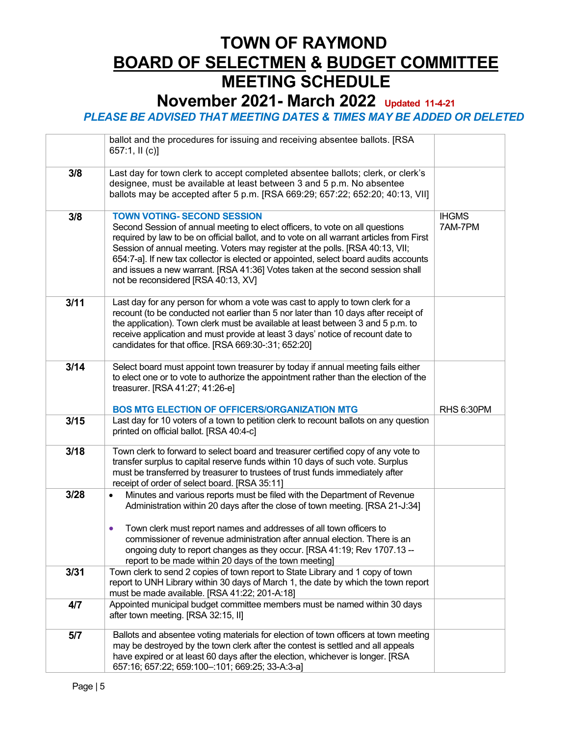# TOWN OF RAYMOND
# BOARD OF SELECTMEN & BUDGET COMMITTEE
# MEETING SCHEDULE
## November 2021- March 2022 Updated 11-4-21

***PLEASE BE ADVISED THAT MEETING DATES & TIMES MAY BE ADDED OR DELETED***

| | | |
|---|---|---|
| | ballot and the procedures for issuing and receiving absentee ballots. [RSA 657:1, II (c)] | |
| **3/8** | Last day for town clerk to accept completed absentee ballots; clerk, or clerk's designee, must be available at least between 3 and 5 p.m. No absentee ballots may be accepted after 5 p.m. [RSA 669:29; 657:22; 652:20; 40:13, VII] | |
| **3/8** | **TOWN VOTING- SECOND SESSION**<br>Second Session of annual meeting to elect officers, to vote on all questions required by law to be on official ballot, and to vote on all warrant articles from First Session of annual meeting. Voters may register at the polls. [RSA 40:13, VII; 654:7-a]. If new tax collector is elected or appointed, select board audits accounts and issues a new warrant. [RSA 41:36] Votes taken at the second session shall not be reconsidered [RSA 40:13, XV] | IHGMS 7AM-7PM |
| **3/11** | Last day for any person for whom a vote was cast to apply to town clerk for a recount (to be conducted not earlier than 5 nor later than 10 days after receipt of the application). Town clerk must be available at least between 3 and 5 p.m. to receive application and must provide at least 3 days' notice of recount date to candidates for that office. [RSA 669:30-:31; 652:20] | |
| **3/14** | Select board must appoint town treasurer by today if annual meeting fails either to elect one or to vote to authorize the appointment rather than the election of the treasurer. [RSA 41:27; 41:26-e]<br><br>**BOS MTG ELECTION OF OFFICERS/ORGANIZATION MTG** | RHS 6:30PM |
| **3/15** | Last day for 10 voters of a town to petition clerk to recount ballots on any question printed on official ballot. [RSA 40:4-c] | |
| **3/18** | Town clerk to forward to select board and treasurer certified copy of any vote to transfer surplus to capital reserve funds within 10 days of such vote. Surplus must be transferred by treasurer to trustees of trust funds immediately after receipt of order of select board. [RSA 35:11] | |
| **3/28** | • Minutes and various reports must be filed with the Department of Revenue Administration within 20 days after the close of town meeting. [RSA 21-J:34]<br><br>• Town clerk must report names and addresses of all town officers to commissioner of revenue administration after annual election. There is an ongoing duty to report changes as they occur. [RSA 41:19; Rev 1707.13 -- report to be made within 20 days of the town meeting] | |
| **3/31** | Town clerk to send 2 copies of town report to State Library and 1 copy of town report to UNH Library within 30 days of March 1, the date by which the town report must be made available. [RSA 41:22; 201-A:18] | |
| **4/7** | Appointed municipal budget committee members must be named within 30 days after town meeting. [RSA 32:15, II] | |
| **5/7** | Ballots and absentee voting materials for election of town officers at town meeting may be destroyed by the town clerk after the contest is settled and all appeals have expired or at least 60 days after the election, whichever is longer. [RSA 657:16; 657:22; 659:100–:101; 669:25; 33-A:3-a] | |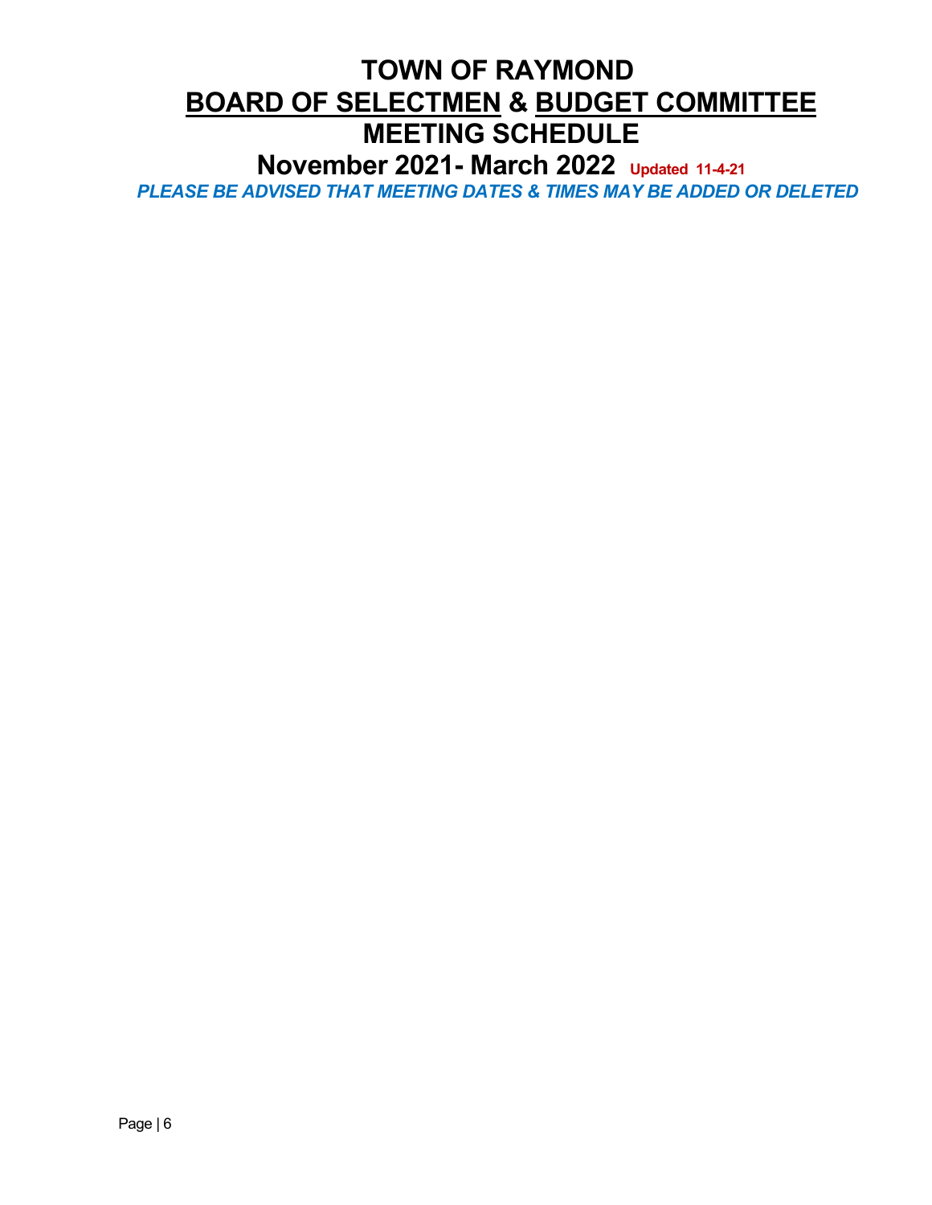# TOWN OF RAYMOND

## BOARD OF SELECTMEN & BUDGET COMMITTEE

## MEETING SCHEDULE

## November 2021- March 2022 Updated 11-4-21

***PLEASE BE ADVISED THAT MEETING DATES & TIMES MAY BE ADDED OR DELETED***